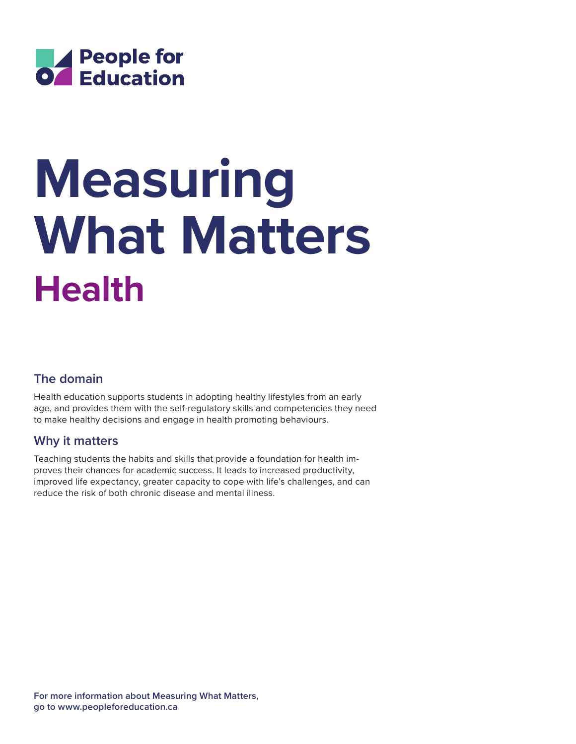People for Education

# Measuring What Matters

# Health

## The domain

Health education supports students in adopting healthy lifestyles from an early age, and provides them with the self-regulatory skills and competencies they need to make healthy decisions and engage in health promoting behaviours.

## Why it matters

Teaching students the habits and skills that provide a foundation for health improves their chances for academic success. It leads to increased productivity, improved life expectancy, greater capacity to cope with life's challenges, and can reduce the risk of both chronic disease and mental illness.

**For more information about Measuring What Matters, go to www.peopleforeducation.ca**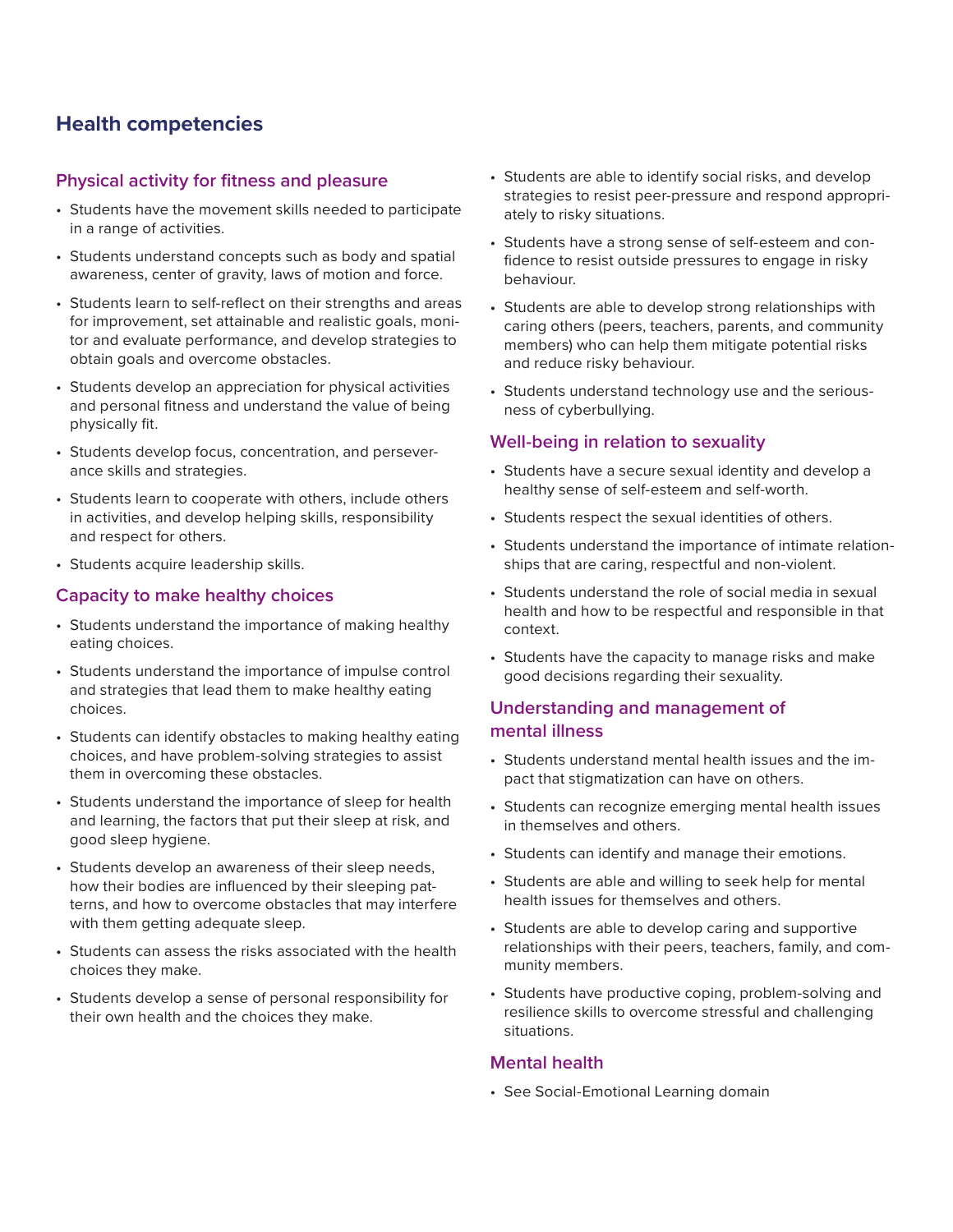## Health competencies

### Physical activity for fitness and pleasure

- Students have the movement skills needed to participate in a range of activities.
- Students understand concepts such as body and spatial awareness, center of gravity, laws of motion and force.
- Students learn to self-reflect on their strengths and areas for improvement, set attainable and realistic goals, monitor and evaluate performance, and develop strategies to obtain goals and overcome obstacles.
- Students develop an appreciation for physical activities and personal fitness and understand the value of being physically fit.
- Students develop focus, concentration, and perseverance skills and strategies.
- Students learn to cooperate with others, include others in activities, and develop helping skills, responsibility and respect for others.
- Students acquire leadership skills.

### Capacity to make healthy choices

- Students understand the importance of making healthy eating choices.
- Students understand the importance of impulse control and strategies that lead them to make healthy eating choices.
- Students can identify obstacles to making healthy eating choices, and have problem-solving strategies to assist them in overcoming these obstacles.
- Students understand the importance of sleep for health and learning, the factors that put their sleep at risk, and good sleep hygiene.
- Students develop an awareness of their sleep needs, how their bodies are influenced by their sleeping patterns, and how to overcome obstacles that may interfere with them getting adequate sleep.
- Students can assess the risks associated with the health choices they make.
- Students develop a sense of personal responsibility for their own health and the choices they make.
- Students are able to identify social risks, and develop strategies to resist peer-pressure and respond appropriately to risky situations.
- Students have a strong sense of self-esteem and confidence to resist outside pressures to engage in risky behaviour.
- Students are able to develop strong relationships with caring others (peers, teachers, parents, and community members) who can help them mitigate potential risks and reduce risky behaviour.
- Students understand technology use and the seriousness of cyberbullying.

### Well-being in relation to sexuality

- Students have a secure sexual identity and develop a healthy sense of self-esteem and self-worth.
- Students respect the sexual identities of others.
- Students understand the importance of intimate relationships that are caring, respectful and non-violent.
- Students understand the role of social media in sexual health and how to be respectful and responsible in that context.
- Students have the capacity to manage risks and make good decisions regarding their sexuality.

### Understanding and management of mental illness

- Students understand mental health issues and the impact that stigmatization can have on others.
- Students can recognize emerging mental health issues in themselves and others.
- Students can identify and manage their emotions.
- Students are able and willing to seek help for mental health issues for themselves and others.
- Students are able to develop caring and supportive relationships with their peers, teachers, family, and community members.
- Students have productive coping, problem-solving and resilience skills to overcome stressful and challenging situations.

### Mental health

- See Social-Emotional Learning domain